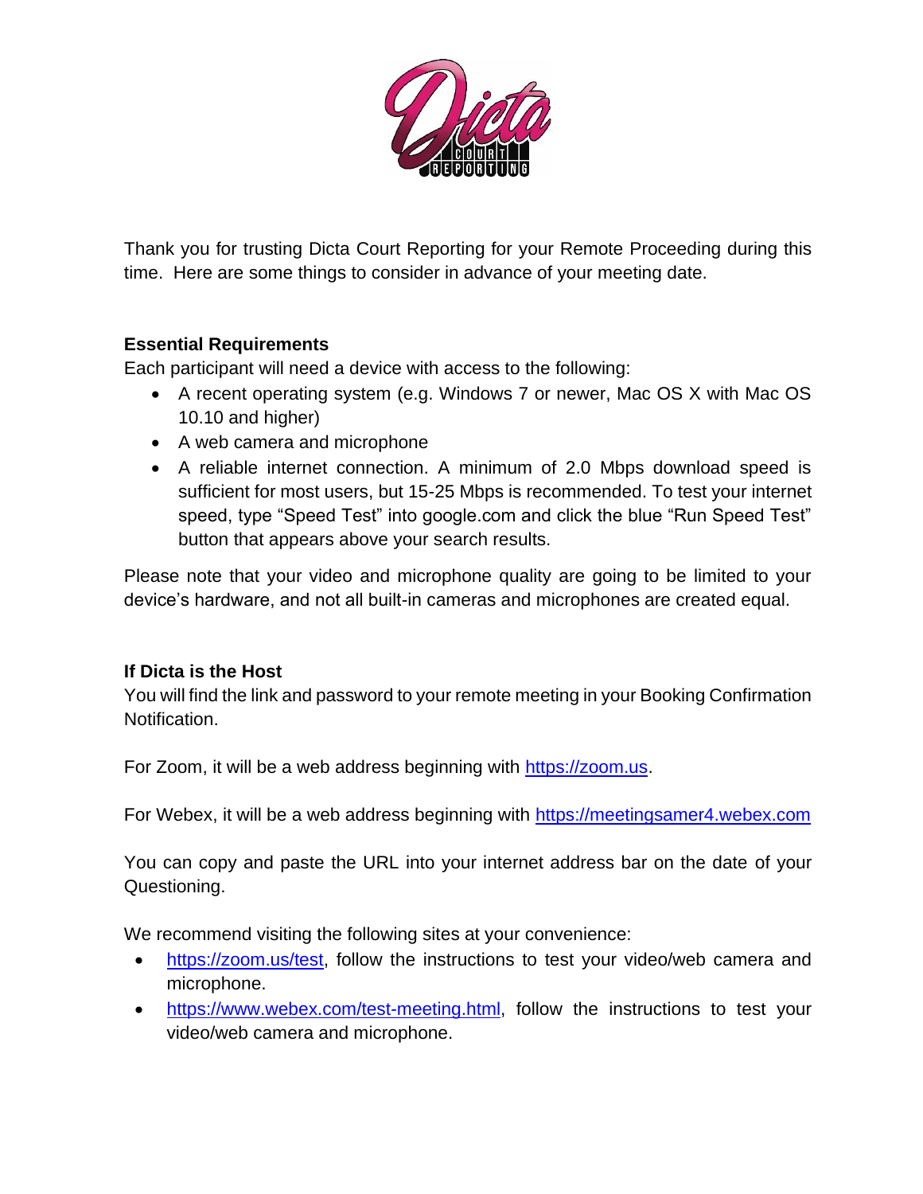Thank you for trusting Dicta Court Reporting for your Remote Proceeding during this time. Here are some things to consider in advance of your meeting date.

**Essential Requirements**

Each participant will need a device with access to the following:

- A recent operating system (e.g. Windows 7 or newer, Mac OS X with Mac OS 10.10 and higher)
- A web camera and microphone
- A reliable internet connection. A minimum of 2.0 Mbps download speed is sufficient for most users, but 15-25 Mbps is recommended. To test your internet speed, type "Speed Test" into google.com and click the blue "Run Speed Test" button that appears above your search results.

Please note that your video and microphone quality are going to be limited to your device's hardware, and not all built-in cameras and microphones are created equal.

**If Dicta is the Host**

You will find the link and password to your remote meeting in your Booking Confirmation Notification.

For Zoom, it will be a web address beginning with https://zoom.us.

For Webex, it will be a web address beginning with https://meetingsamer4.webex.com

You can copy and paste the URL into your internet address bar on the date of your Questioning.

We recommend visiting the following sites at your convenience:

- https://zoom.us/test, follow the instructions to test your video/web camera and microphone.
- https://www.webex.com/test-meeting.html, follow the instructions to test your video/web camera and microphone.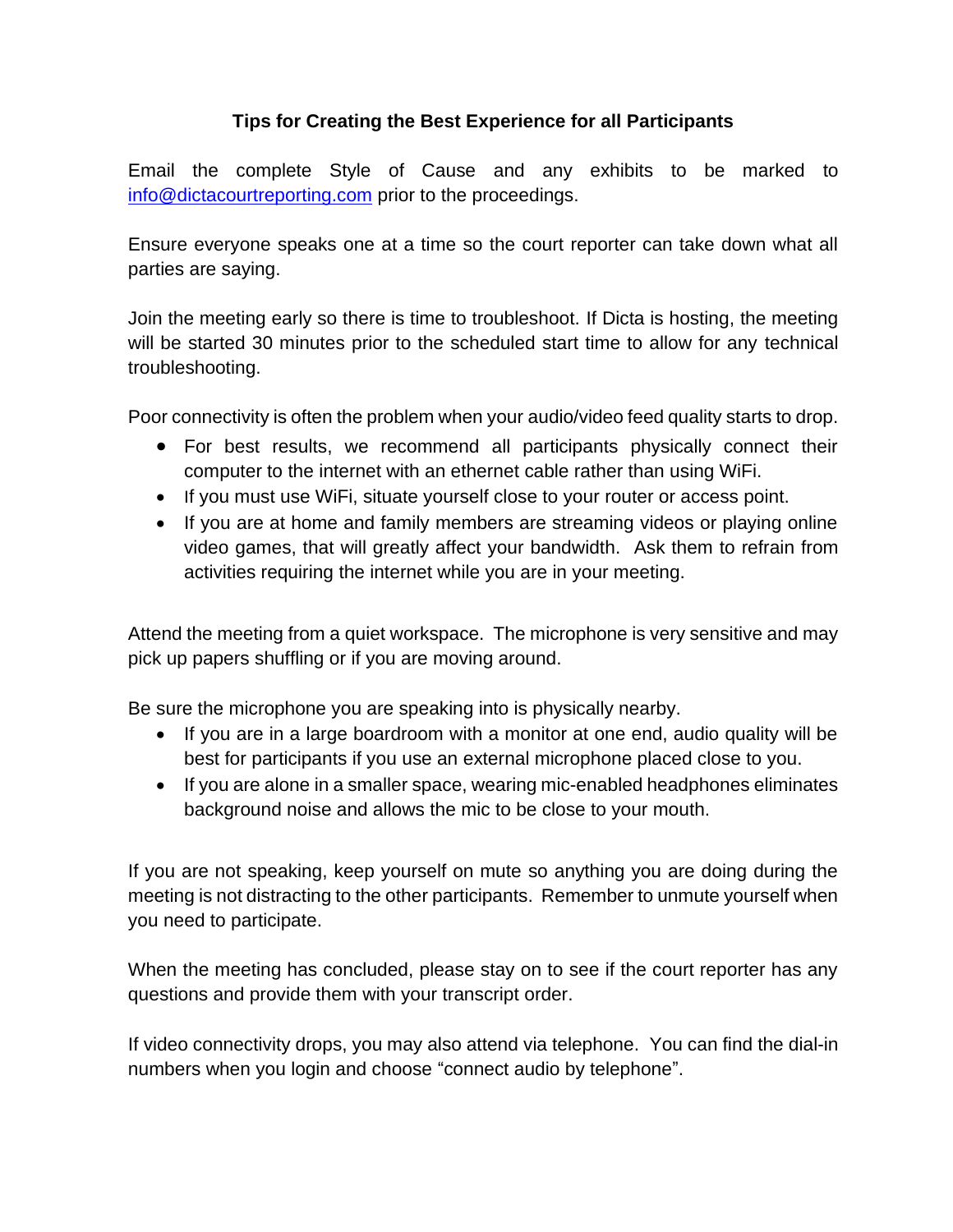## Tips for Creating the Best Experience for all Participants

Email the complete Style of Cause and any exhibits to be marked to [info@dictacourtreporting.com](mailto:info@dictacourtreporting.com) prior to the proceedings.

Ensure everyone speaks one at a time so the court reporter can take down what all parties are saying.

Join the meeting early so there is time to troubleshoot. If Dicta is hosting, the meeting will be started 30 minutes prior to the scheduled start time to allow for any technical troubleshooting.

Poor connectivity is often the problem when your audio/video feed quality starts to drop.

- For best results, we recommend all participants physically connect their computer to the internet with an ethernet cable rather than using WiFi.
- If you must use WiFi, situate yourself close to your router or access point.
- If you are at home and family members are streaming videos or playing online video games, that will greatly affect your bandwidth. Ask them to refrain from activities requiring the internet while you are in your meeting.

Attend the meeting from a quiet workspace. The microphone is very sensitive and may pick up papers shuffling or if you are moving around.

Be sure the microphone you are speaking into is physically nearby.

- If you are in a large boardroom with a monitor at one end, audio quality will be best for participants if you use an external microphone placed close to you.
- If you are alone in a smaller space, wearing mic-enabled headphones eliminates background noise and allows the mic to be close to your mouth.

If you are not speaking, keep yourself on mute so anything you are doing during the meeting is not distracting to the other participants. Remember to unmute yourself when you need to participate.

When the meeting has concluded, please stay on to see if the court reporter has any questions and provide them with your transcript order.

If video connectivity drops, you may also attend via telephone. You can find the dial-in numbers when you login and choose "connect audio by telephone".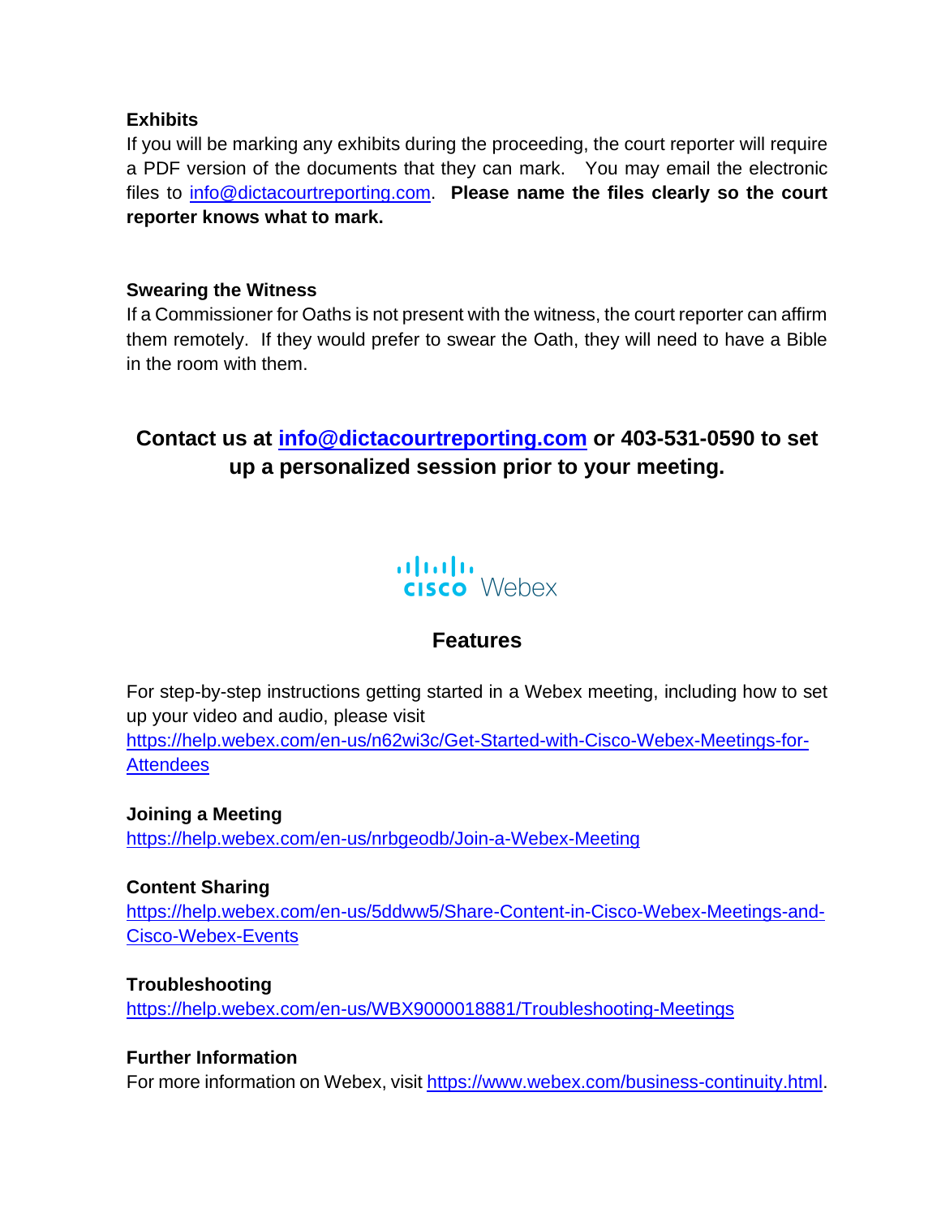**Exhibits**

If you will be marking any exhibits during the proceeding, the court reporter will require a PDF version of the documents that they can mark. You may email the electronic files to info@dictacourtreporting.com. **Please name the files clearly so the court reporter knows what to mark.**

**Swearing the Witness**

If a Commissioner for Oaths is not present with the witness, the court reporter can affirm them remotely. If they would prefer to swear the Oath, they will need to have a Bible in the room with them.

**Contact us at info@dictacourtreporting.com or 403-531-0590 to set up a personalized session prior to your meeting.**

cisco Webex

## Features

For step-by-step instructions getting started in a Webex meeting, including how to set up your video and audio, please visit https://help.webex.com/en-us/n62wi3c/Get-Started-with-Cisco-Webex-Meetings-for-Attendees

**Joining a Meeting**

https://help.webex.com/en-us/nrbgeodb/Join-a-Webex-Meeting

**Content Sharing**

https://help.webex.com/en-us/5ddww5/Share-Content-in-Cisco-Webex-Meetings-and-Cisco-Webex-Events

**Troubleshooting**

https://help.webex.com/en-us/WBX9000018881/Troubleshooting-Meetings

**Further Information**

For more information on Webex, visit https://www.webex.com/business-continuity.html.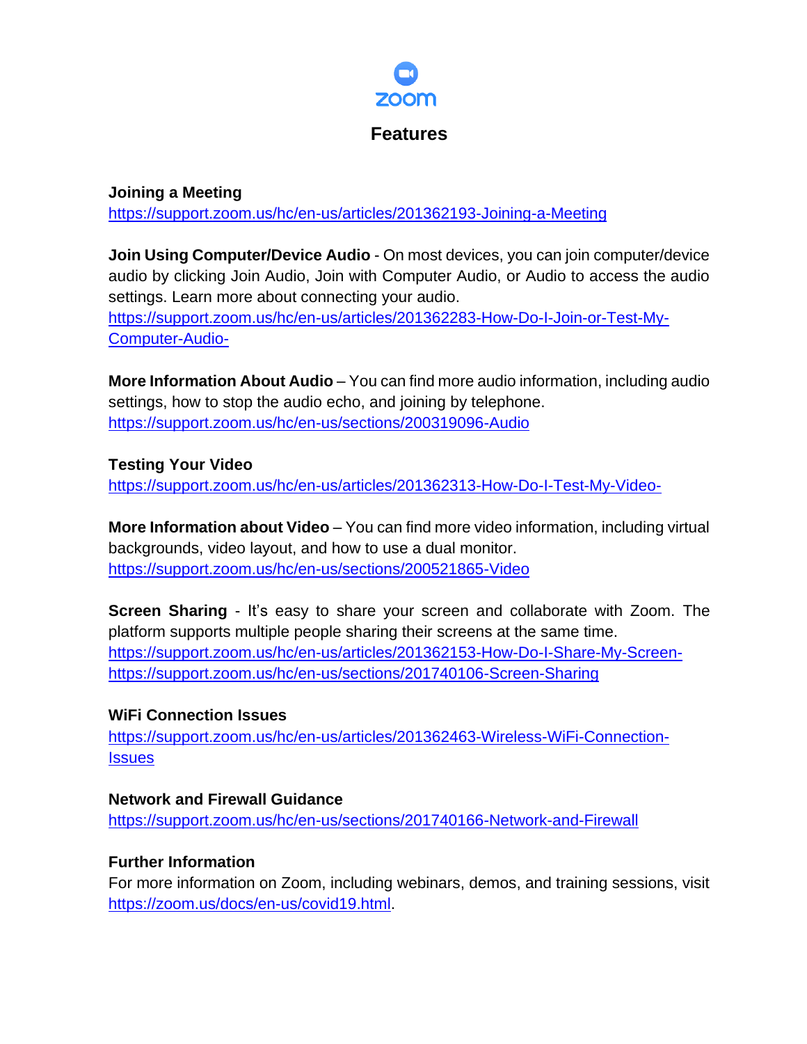zoom

# Features

**Joining a Meeting**
https://support.zoom.us/hc/en-us/articles/201362193-Joining-a-Meeting

**Join Using Computer/Device Audio** - On most devices, you can join computer/device audio by clicking Join Audio, Join with Computer Audio, or Audio to access the audio settings. Learn more about connecting your audio.
https://support.zoom.us/hc/en-us/articles/201362283-How-Do-I-Join-or-Test-My-Computer-Audio-

**More Information About Audio** – You can find more audio information, including audio settings, how to stop the audio echo, and joining by telephone.
https://support.zoom.us/hc/en-us/sections/200319096-Audio

**Testing Your Video**
https://support.zoom.us/hc/en-us/articles/201362313-How-Do-I-Test-My-Video-

**More Information about Video** – You can find more video information, including virtual backgrounds, video layout, and how to use a dual monitor.
https://support.zoom.us/hc/en-us/sections/200521865-Video

**Screen Sharing** - It's easy to share your screen and collaborate with Zoom. The platform supports multiple people sharing their screens at the same time.
https://support.zoom.us/hc/en-us/articles/201362153-How-Do-I-Share-My-Screen-
https://support.zoom.us/hc/en-us/sections/201740106-Screen-Sharing

**WiFi Connection Issues**
https://support.zoom.us/hc/en-us/articles/201362463-Wireless-WiFi-Connection-Issues

**Network and Firewall Guidance**
https://support.zoom.us/hc/en-us/sections/201740166-Network-and-Firewall

**Further Information**
For more information on Zoom, including webinars, demos, and training sessions, visit https://zoom.us/docs/en-us/covid19.html.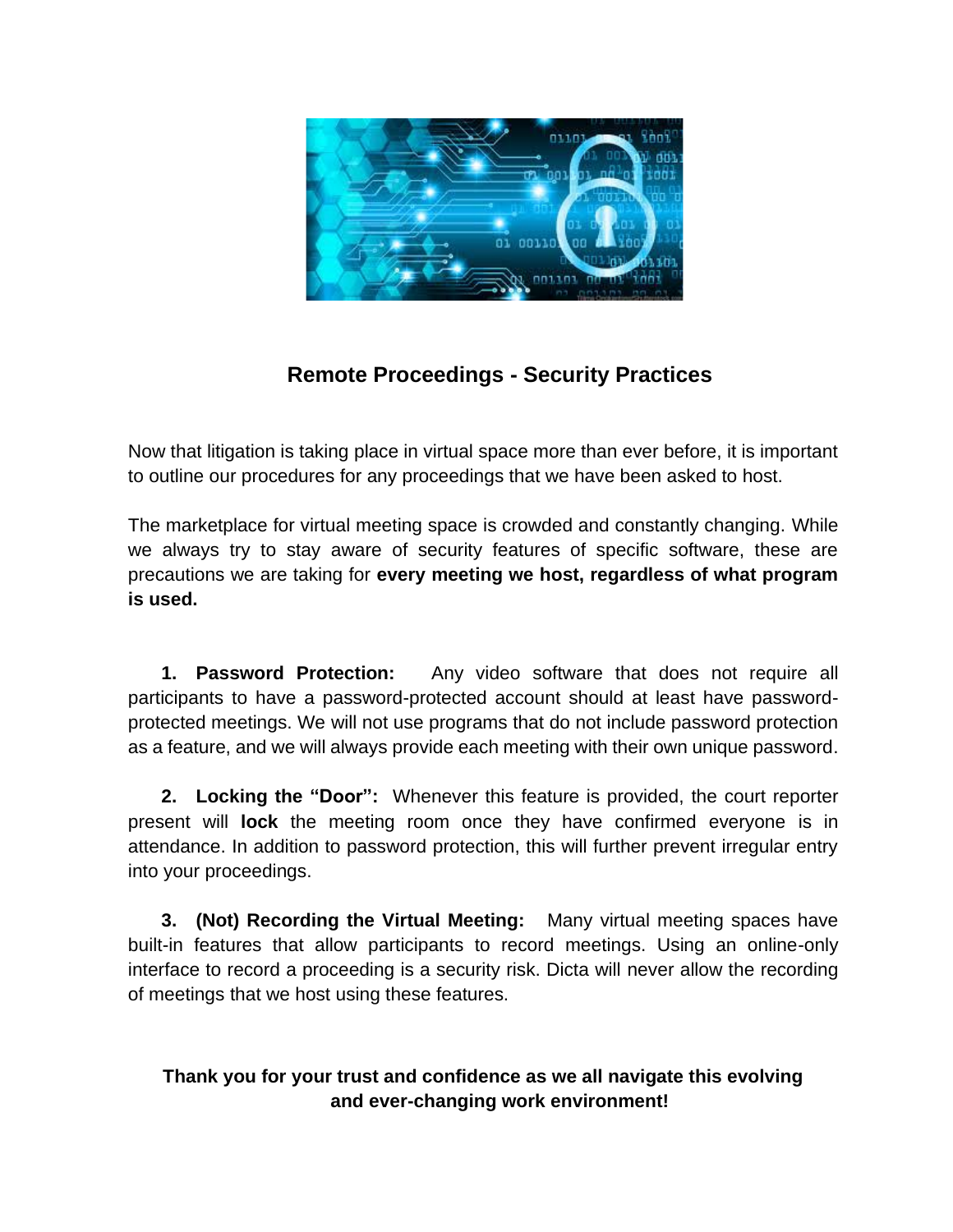## Remote Proceedings - Security Practices

Now that litigation is taking place in virtual space more than ever before, it is important to outline our procedures for any proceedings that we have been asked to host.

The marketplace for virtual meeting space is crowded and constantly changing. While we always try to stay aware of security features of specific software, these are precautions we are taking for **every meeting we host, regardless of what program is used.**

1. **Password Protection:** Any video software that does not require all participants to have a password-protected account should at least have password-protected meetings. We will not use programs that do not include password protection as a feature, and we will always provide each meeting with their own unique password.

2. **Locking the "Door":** Whenever this feature is provided, the court reporter present will **lock** the meeting room once they have confirmed everyone is in attendance. In addition to password protection, this will further prevent irregular entry into your proceedings.

3. **(Not) Recording the Virtual Meeting:** Many virtual meeting spaces have built-in features that allow participants to record meetings. Using an online-only interface to record a proceeding is a security risk. Dicta will never allow the recording of meetings that we host using these features.

**Thank you for your trust and confidence as we all navigate this evolving and ever-changing work environment!**